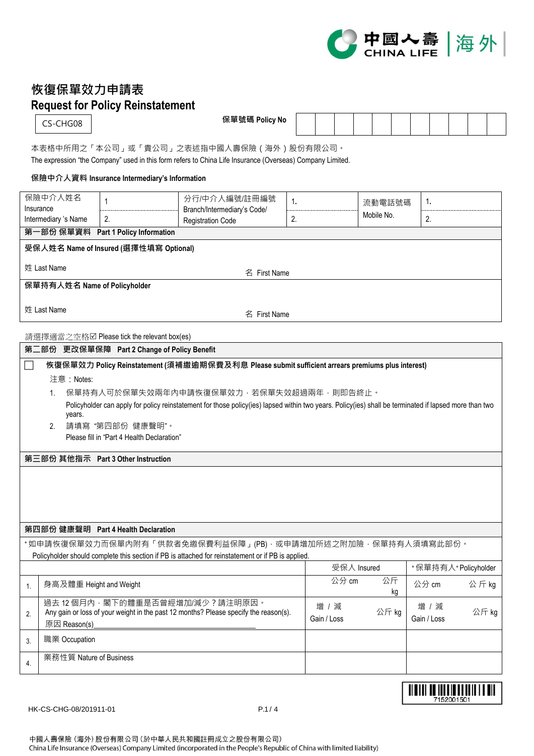中國人壽 | 海外
CHINA LIFE

# 恢復保單效力申請表
# Request for Policy Reinstatement

CS-CHG08

**保單號碼 Policy No**

| | | | | | | | | | | |
|---|---|---|---|---|---|---|---|---|---|---|
| | | | | | | | | | | |

本表格中所用之「本公司」或「貴公司」之表述指中國人壽保險（海外）股份有限公司。
The expression "the Company" used in this form refers to China Life Insurance (Overseas) Company Limited.

**保險中介人資料 Insurance Intermediary's Information**

| 保險中介人姓名 Insurance Intermediary 's Name | 1 | 分行/中介人編號/註冊編號 Branch/Intermediary's Code/ Registration Code | 1. | 流動電話號碼 Mobile No. | 1. |
|---|---|---|---|---|---|
| | 2. | | 2. | | 2. |

**第一部份 保單資料 Part 1 Policy Information**

**受保人姓名 Name of Insured (選擇性填寫 Optional)**

姓 Last Name　　　　名 First Name

**保單持有人姓名 Name of Policyholder**

姓 Last Name　　　　名 First Name

請選擇適當之空格☑ Please tick the relevant box(es)

**第二部份 更改保單保障 Part 2 Change of Policy Benefit**

☐ **恢復保單效力 Policy Reinstatement (須補繳逾期保費及利息 Please submit sufficient arrears premiums plus interest)**

注意：Notes:

1. 保單持有人可於保單失效兩年內申請恢復保單效力，若保單失效超過兩年，則即告終止。
   Policyholder can apply for policy reinstatement for those policy(ies) lapsed within two years. Policy(ies) shall be terminated if lapsed more than two years.
2. 請填寫 "第四部份 健康聲明"。
   Please fill in "Part 4 Health Declaration"

**第三部份 其他指示 Part 3 Other Instruction**

**第四部份 健康聲明 Part 4 Health Declaration**

+如申請恢復保單效力而保單內附有「供款者免繳保費利益保障」(PB)，或申請增加所述之附加險，保單持有人須填寫此部份。
Policyholder should complete this section if PB is attached for reinstatement or if PB is applied.

| | | 受保人 Insured | +保單持有人+Policyholder |
|---|---|---|---|
| 1. | 身高及體重 Height and Weight | 公分 cm　公斤 kg | 公分 cm　公斤 kg |
| 2. | 過去 12 個月內，閣下的體重是否曾經增加/減少？請注明原因。 Any gain or loss of your weight in the past 12 months? Please specify the reason(s). 原因 Reason(s)________________ | 增 / 減 Gain / Loss　公斤 kg | 增 / 減 Gain / Loss　公斤 kg |
| 3. | 職業 Occupation | | |
| 4. | 業務性質 Nature of Business | | |

7152001501

HK-CS-CHG-08/201911-01

中國人壽保險（海外）股份有限公司（於中華人民共和國註冊成立之股份有限公司）
China Life Insurance (Overseas) Company Limited (incorporated in the People's Republic of China with limited liability)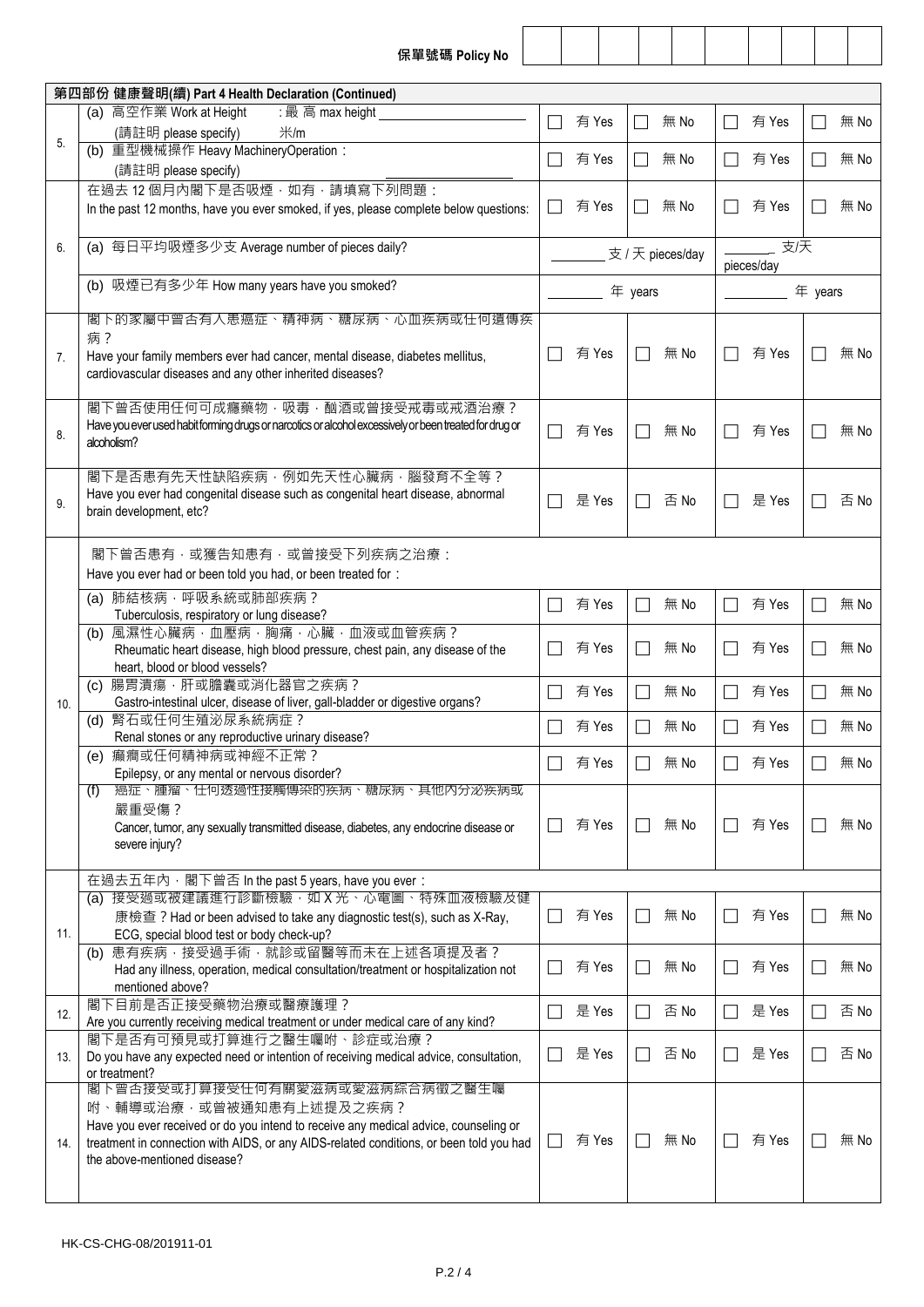保單號碼 Policy No

| | 第四部份 健康聲明(續) Part 4 Health Declaration (Continued) | | | | |
|---|---|---|---|---|---|
| 5. | (a) 高空作業 Work at Height :最 高 max height ______ (請註明 please specify) 米/m | ☐ 有 Yes | ☐ 無 No | ☐ 有 Yes | ☐ 無 No |
| | (b) 重型機械操作 Heavy MachineryOperation : (請註明 please specify) ______ | ☐ 有 Yes | ☐ 無 No | ☐ 有 Yes | ☐ 無 No |
| 6. | 在過去 12 個月內閣下是否吸煙，如有，請填寫下列問題：In the past 12 months, have you ever smoked, if yes, please complete below questions: | ☐ 有 Yes | ☐ 無 No | ☐ 有 Yes | ☐ 無 No |
| | (a) 每日平均吸煙多少支 Average number of pieces daily? | ______ 支 / 天 pieces/day | | ______ 支/天 pieces/day | |
| | (b) 吸煙已有多少年 How many years have you smoked? | ______ 年 years | | ______ 年 years | |
| 7. | 閣下的家屬中曾否有人患癌症、精神病、糖尿病、心血疾病或任何遺傳疾病？Have your family members ever had cancer, mental disease, diabetes mellitus, cardiovascular diseases and any other inherited diseases? | ☐ 有 Yes | ☐ 無 No | ☐ 有 Yes | ☐ 無 No |
| 8. | 閣下曾否使用任何可成癮藥物，吸毒，酗酒或曾接受戒毒或戒酒治療？Have you ever used habit forming drugs or narcotics or alcohol excessively or been treated for drug or alcoholism? | ☐ 有 Yes | ☐ 無 No | ☐ 有 Yes | ☐ 無 No |
| 9. | 閣下是否患有先天性缺陷疾病，例如先天性心臟病，腦發育不全等？Have you ever had congenital disease such as congenital heart disease, abnormal brain development, etc? | ☐ 是 Yes | ☐ 否 No | ☐ 是 Yes | ☐ 否 No |
| 10. | 閣下曾否患有，或獲告知患有，或曾接受下列疾病之治療：Have you ever had or been told you had, or been treated for： | | | | |
| | (a) 肺結核病，呼吸系統或肺部疾病？Tuberculosis, respiratory or lung disease? | ☐ 有 Yes | ☐ 無 No | ☐ 有 Yes | ☐ 無 No |
| | (b) 風濕性心臟病，血壓病，胸痛，心臟，血液或血管疾病？Rheumatic heart disease, high blood pressure, chest pain, any disease of the heart, blood or blood vessels? | ☐ 有 Yes | ☐ 無 No | ☐ 有 Yes | ☐ 無 No |
| | (c) 腸胃潰瘍，肝或膽囊或消化器官之疾病？Gastro-intestinal ulcer, disease of liver, gall-bladder or digestive organs? | ☐ 有 Yes | ☐ 無 No | ☐ 有 Yes | ☐ 無 No |
| | (d) 腎石或任何生殖泌尿系統病症？Renal stones or any reproductive urinary disease? | ☐ 有 Yes | ☐ 無 No | ☐ 有 Yes | ☐ 無 No |
| | (e) 癲癇或任何精神病或神經不正常？Epilepsy, or any mental or nervous disorder? | ☐ 有 Yes | ☐ 無 No | ☐ 有 Yes | ☐ 無 No |
| | (f) 癌症、腫瘤、任何透過性接觸傳染的疾病、糖尿病、其他內分泌疾病或嚴重受傷？Cancer, tumor, any sexually transmitted disease, diabetes, any endocrine disease or severe injury? | ☐ 有 Yes | ☐ 無 No | ☐ 有 Yes | ☐ 無 No |
| 11. | 在過去五年內，閣下曾否 In the past 5 years, have you ever： | | | | |
| | (a) 接受過或被建議進行診斷檢驗，如 X 光、心電圖、特殊血液檢驗及健康檢查？Had or been advised to take any diagnostic test(s), such as X-Ray, ECG, special blood test or body check-up? | ☐ 有 Yes | ☐ 無 No | ☐ 有 Yes | ☐ 無 No |
| | (b) 患有疾病，接受過手術，就診或留醫等而未在上述各項提及者？Had any illness, operation, medical consultation/treatment or hospitalization not mentioned above? | ☐ 有 Yes | ☐ 無 No | ☐ 有 Yes | ☐ 無 No |
| 12. | 閣下目前是否正接受藥物治療或醫療護理？Are you currently receiving medical treatment or under medical care of any kind? | ☐ 是 Yes | ☐ 否 No | ☐ 是 Yes | ☐ 否 No |
| 13. | 閣下是否有可預見或打算進行之醫生囑咐、診症或治療？Do you have any expected need or intention of receiving medical advice, consultation, or treatment? | ☐ 是 Yes | ☐ 否 No | ☐ 是 Yes | ☐ 否 No |
| 14. | 閣下曾否接受或打算接受任何有關愛滋病或愛滋病綜合病徵之醫生囑咐、輔導或治療，或曾被通知患有上述提及之疾病？Have you ever received or do you intend to receive any medical advice, counseling or treatment in connection with AIDS, or any AIDS-related conditions, or been told you had the above-mentioned disease? | ☐ 有 Yes | ☐ 無 No | ☐ 有 Yes | ☐ 無 No |

HK-CS-CHG-08/201911-01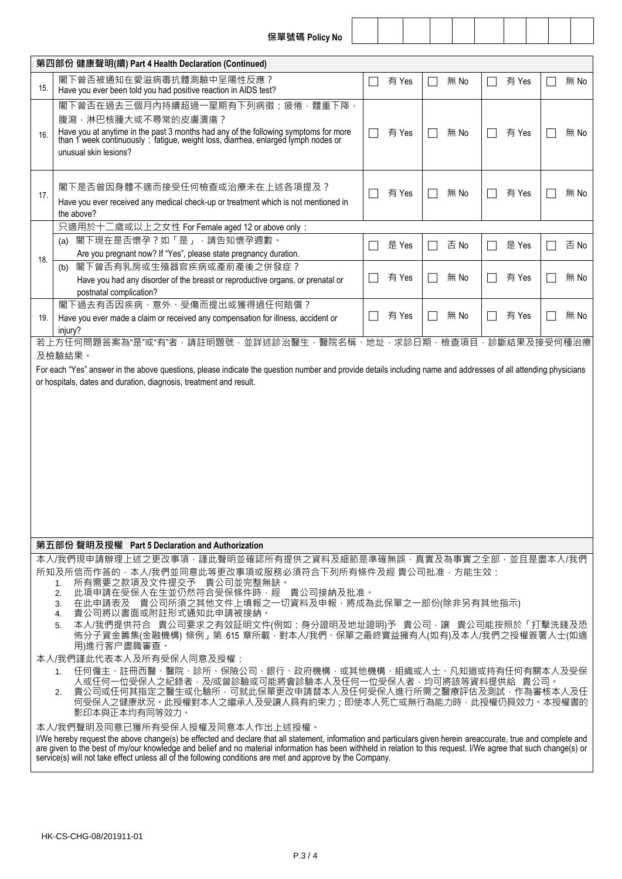保單號碼 Policy No

| | |
|---|---|
| | |

## 第四部份 健康聲明(續) Part 4 Health Declaration (Continued)

| | | | | | |
|---|---|---|---|---|---|
| 15. | 閣下曾否被通知在愛滋病毒抗體測驗中呈陽性反應？<br>Have you ever been told you had positive reaction in AIDS test? | ☐ 有 Yes | ☐ 無 No | ☐ 有 Yes | ☐ 無 No |
| 16. | 閣下曾否在過去三個月內持續超過一星期有下列病徵：疲倦，體重下降，腹瀉，淋巴核腫大或不尋常的皮膚潰瘍？<br>Have you at anytime in the past 3 months had any of the following symptoms for more than 1 week continuously : fatigue, weight loss, diarrhea, enlarged lymph nodes or unusual skin lesions? | ☐ 有 Yes | ☐ 無 No | ☐ 有 Yes | ☐ 無 No |
| 17. | 閣下是否曾因身體不適而接受任何檢查或治療未在上述各項提及？<br>Have you ever received any medical check-up or treatment which is not mentioned in the above? | ☐ 有 Yes | ☐ 無 No | ☐ 有 Yes | ☐ 無 No |
| 18. | 只適用於十二歲或以上之女性 For Female aged 12 or above only： | | | | |
| | (a) 閣下現在是否懷孕？如「是」，請告知懷孕週數。<br>Are you pregnant now? If "Yes", please state pregnancy duration. | ☐ 是 Yes | ☐ 否 No | ☐ 是 Yes | ☐ 否 No |
| | (b) 閣下曾否有乳房或生殖器官疾病或產前產後之併發症？<br>Have you had any disorder of the breast or reproductive organs, or prenatal or postnatal complication? | ☐ 有 Yes | ☐ 無 No | ☐ 有 Yes | ☐ 無 No |
| 19. | 閣下過去有否因疾病、意外、受傷而提出或獲得過任何賠償？<br>Have you ever made a claim or received any compensation for illness, accident or injury? | ☐ 有 Yes | ☐ 無 No | ☐ 有 Yes | ☐ 無 No |

若上方任何問題答案為"是"或"有"者，請註明題號，並詳述診治醫生，醫院名稱、地址，求診日期，檢查項目，診斷結果及接受何種治療及檢驗結果。

For each "Yes" answer in the above questions, please indicate the question number and provide details including name and addresses of all attending physicians or hospitals, dates and duration, diagnosis, treatment and result.

## 第五部份 聲明及授權 Part 5 Declaration and Authorization

本人/我們現申請辦理上述之更改事項，謹此聲明並確認所有提供之資料及細節是準確無誤，真實及為事實之全部，並且是盡本人/我們所知及所信而作答的，本人/我們並同意此等更改事項或服務必須符合下列所有條件及經 貴公司批准，方能生效：

1. 所有需要之款項及文件提交予 貴公司並完整無缺。
2. 此項申請在受保人在生並仍然符合受保條件時，經 貴公司接納及批准。
3. 在此申請表及 貴公司所須之其他文件上填報之一切資料及申報，將成為此保單之一部份(除非另有其他指示)
4. 貴公司將以書面或附註形式通知此申請被接納。
5. 本人/我們提供符合 貴公司要求之有效証明文件(例如：身分證明及地址證明)予 貴公司，讓 貴公司能按照於「打擊洗錢及恐怖分子資金籌集(金融機構) 條例」第 615 章所載，對本人/我們、保單之最終實益擁有人(如有)及本人/我們之授權簽署人士(如適用)進行客户盡職審查。

本人/我們謹此代表本人及所有受保人同意及授權：

1. 任何僱主、註冊西醫、醫院、診所、保險公司、銀行、政府機構，或其他機構、組織或人士、凡知道或持有任何有關本人及受保人或任何一位受保人之紀錄者，及/或曾診驗或可能將會診驗本人及任何一位受保人者，均可將該等資料提供給 貴公司。
2. 貴公司或任何其指定之醫生或化驗所，可就此保單更改申請替本人及任何受保人進行所需之醫療評估及測試，作為審核本人及任何受保人之健康狀況。此授權對本人之繼承人及受讓人具有約束力；即使本人死亡或無行為能力時，此授權仍具效力。本授權書的影印本與正本均有同等效力。

本人/我們聲明及同意已獲所有受保人授權及同意本人作出上述授權。

I/We hereby request the above change(s) be effected and declare that all statement, information and particulars given herein areaccurate, true and complete and are given to the best of my/our knowledge and belief and no material information has been withheld in relation to this request. I/We agree that such change(s) or service(s) will not take effect unless all of the following conditions are met and approve by the Company.

HK-CS-CHG-08/201911-01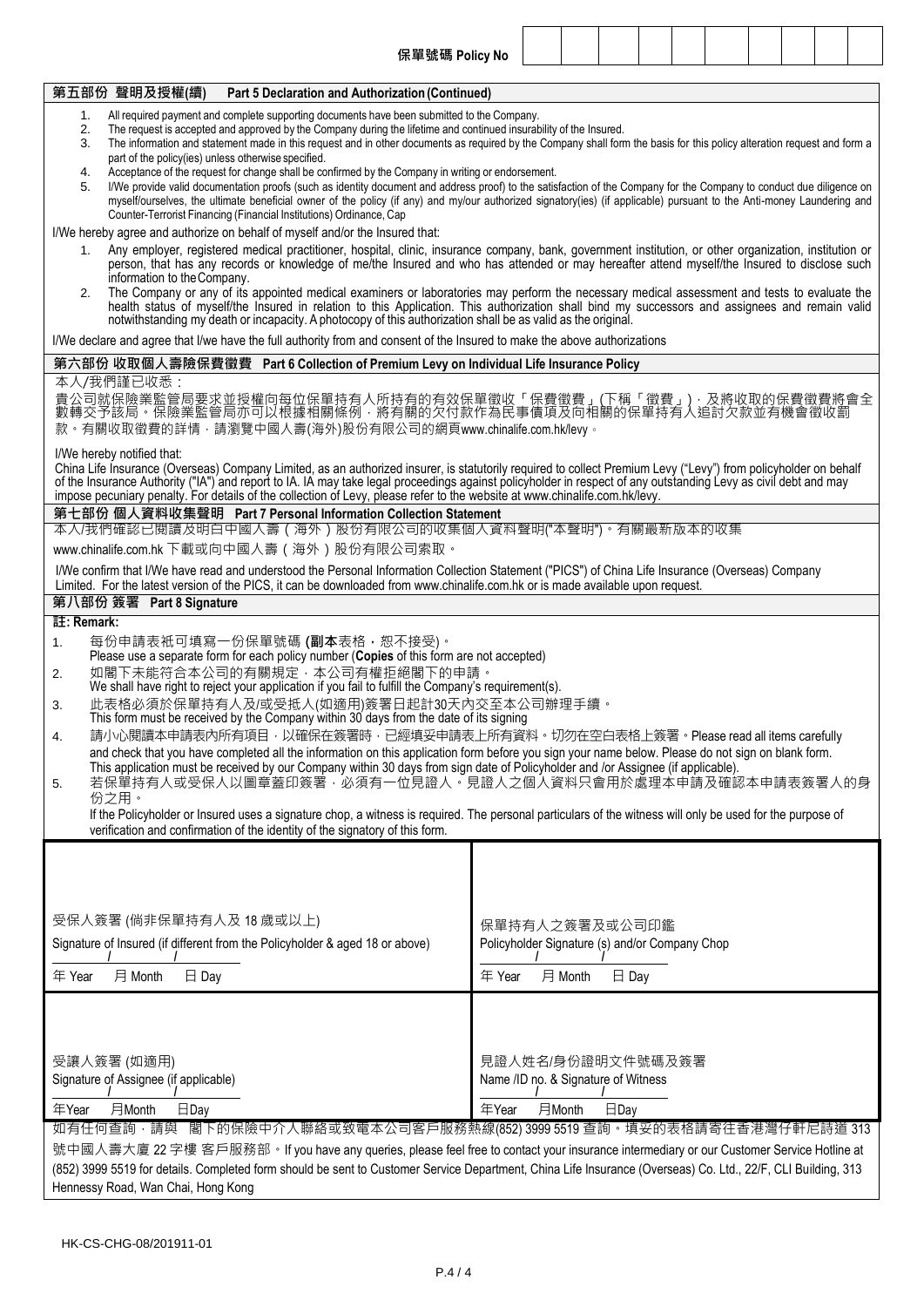保單號碼 Policy No

| | | | | | | | | | |
|---|---|---|---|---|---|---|---|---|---|
| | | | | | | | | | |

## 第五部份 聲明及授權(續) Part 5 Declaration and Authorization (Continued)

1. All required payment and complete supporting documents have been submitted to the Company.
2. The request is accepted and approved by the Company during the lifetime and continued insurability of the Insured.
3. The information and statement made in this request and in other documents as required by the Company shall form the basis for this policy alteration request and form a part of the policy(ies) unless otherwise specified.
4. Acceptance of the request for change shall be confirmed by the Company in writing or endorsement.
5. I/We provide valid documentation proofs (such as identity document and address proof) to the satisfaction of the Company for the Company to conduct due diligence on myself/ourselves, the ultimate beneficial owner of the policy (if any) and my/our authorized signatory(ies) (if applicable) pursuant to the Anti-money Laundering and Counter-Terrorist Financing (Financial Institutions) Ordinance, Cap

I/We hereby agree and authorize on behalf of myself and/or the Insured that:

1. Any employer, registered medical practitioner, hospital, clinic, insurance company, bank, government institution, or other organization, institution or person, that has any records or knowledge of me/the Insured and who has attended or may hereafter attend myself/the Insured to disclose such information to the Company.
2. The Company or any of its appointed medical examiners or laboratories may perform the necessary medical assessment and tests to evaluate the health status of myself/the Insured in relation to this Application. This authorization shall bind my successors and assignees and remain valid notwithstanding my death or incapacity. A photocopy of this authorization shall be as valid as the original.

I/We declare and agree that I/we have the full authority from and consent of the Insured to make the above authorizations

## 第六部份 收取個人壽險保費徵費 Part 6 Collection of Premium Levy on Individual Life Insurance Policy

本人/我們謹已收悉：

貴公司就保險業監管局要求並授權向每位保單持有人所持有的有效保單徵收「保費徵費」(下稱「徵費」)，及將收取的保費徵費將會全數轉交予該局。保險業監管局亦可以根據相關條例，將有關的欠付款作為民事債項及向相關的保單持有人追討欠款並有機會徵收罰款。有關收取徵費的詳情，請瀏覽中國人壽(海外)股份有限公司的網頁www.chinalife.com.hk/levy。

I/We hereby notified that:
China Life Insurance (Overseas) Company Limited, as an authorized insurer, is statutorily required to collect Premium Levy ("Levy") from policyholder on behalf of the Insurance Authority ("IA") and report to IA. IA may take legal proceedings against policyholder in respect of any outstanding Levy as civil debt and may impose pecuniary penalty. For details of the collection of Levy, please refer to the website at www.chinalife.com.hk/levy.

## 第七部份 個人資料收集聲明 Part 7 Personal Information Collection Statement

本人/我們確認已閱讀及明白中國人壽（海外）股份有限公司的收集個人資料聲明("本聲明")。有關最新版本的收集 www.chinalife.com.hk 下載或向中國人壽（海外）股份有限公司索取。

I/We confirm that I/We have read and understood the Personal Information Collection Statement ("PICS") of China Life Insurance (Overseas) Company Limited. For the latest version of the PICS, it can be downloaded from www.chinalife.com.hk or is made available upon request.

## 第八部份 簽署 Part 8 Signature

**註: Remark:**

1. 每份申請表祇可填寫一份保單號碼 (**副本**表格，恕不接受)。
   Please use a separate form for each policy number (**Copies** of this form are not accepted)
2. 如閣下未能符合本公司的有關規定，本公司有權拒絕閣下的申請。
   We shall have right to reject your application if you fail to fulfill the Company's requirement(s).
3. 此表格必須於保單持有人及/或受抵人(如適用)簽署日起計30天內交至本公司辦理手續。
   This form must be received by the Company within 30 days from the date of its signing
4. 請小心閱讀本申請表內所有項目，以確保在簽署時，已經填妥申請表上所有資料。切勿在空白表格上簽署。Please read all items carefully and check that you have completed all the information on this application form before you sign your name below. Please do not sign on blank form. This application must be received by our Company within 30 days from sign date of Policyholder and /or Assignee (if applicable).
5. 若保單持有人或受保人以圖章蓋印簽署，必須有一位見證人。見證人之個人資料只會用於處理本申請及確認本申請表簽署人的身份之用。
   If the Policyholder or Insured uses a signature chop, a witness is required. The personal particulars of the witness will only be used for the purpose of verification and confirmation of the identity of the signatory of this form.

| | |
|---|---|
| 受保人簽署 (倘非保單持有人及 18 歲或以上)<br>Signature of Insured (if different from the Policyholder & aged 18 or above)<br>/ /<br>年 Year 月 Month 日 Day | 保單持有人之簽署及或公司印鑑<br>Policyholder Signature (s) and/or Company Chop<br>/ /<br>年 Year 月 Month 日 Day |
| 受讓人簽署 (如適用)<br>Signature of Assignee (if applicable)<br>/ /<br>年Year 月Month 日Day | 見證人姓名/身份證明文件號碼及簽署<br>Name /ID no. & Signature of Witness<br>/ /<br>年Year 月Month 日Day |

如有任何查詢，請與 閣下的保險中介人聯絡或致電本公司客戶服務熱線(852) 3999 5519 查詢。填妥的表格請寄往香港灣仔軒尼詩道 313 號中國人壽大廈 22 字樓 客戶服務部。If you have any queries, please feel free to contact your insurance intermediary or our Customer Service Hotline at (852) 3999 5519 for details. Completed form should be sent to Customer Service Department, China Life Insurance (Overseas) Co. Ltd., 22/F, CLI Building, 313 Hennessy Road, Wan Chai, Hong Kong

HK-CS-CHG-08/201911-01